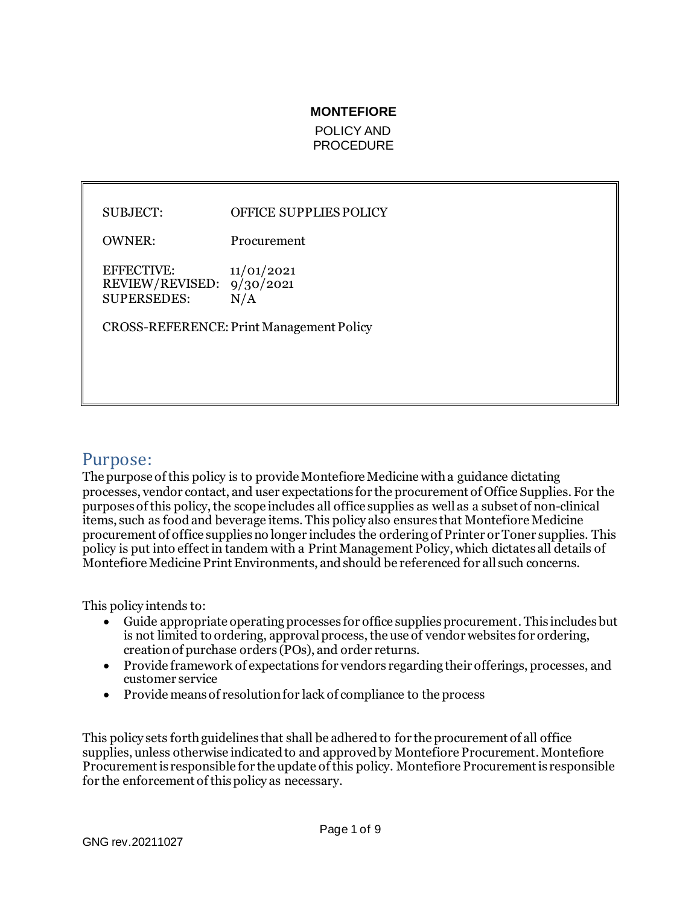**MONTEFIORE**

POLICY AND PROCEDURE

| | |
|---|---|
| SUBJECT: | OFFICE SUPPLIES POLICY |
| OWNER: | Procurement |
| EFFECTIVE: | 11/01/2021 |
| REVIEW/REVISED: | 9/30/2021 |
| SUPERSEDES: | N/A |

CROSS-REFERENCE: Print Management Policy

## Purpose:

The purpose of this policy is to provide Montefiore Medicine with a guidance dictating processes, vendor contact, and user expectations for the procurement of Office Supplies. For the purposes of this policy, the scope includes all office supplies as well as a subset of non-clinical items, such as food and beverage items. This policy also ensures that Montefiore Medicine procurement of office supplies no longer includes the ordering of Printer or Toner supplies. This policy is put into effect in tandem with a Print Management Policy, which dictates all details of Montefiore Medicine Print Environments, and should be referenced for all such concerns.

This policy intends to:

- Guide appropriate operating processes for office supplies procurement. This includes but is not limited to ordering, approval process, the use of vendor websites for ordering, creation of purchase orders (POs), and order returns.
- Provide framework of expectations for vendors regarding their offerings, processes, and customer service
- Provide means of resolution for lack of compliance to the process

This policy sets forth guidelines that shall be adhered to for the procurement of all office supplies, unless otherwise indicated to and approved by Montefiore Procurement. Montefiore Procurement is responsible for the update of this policy. Montefiore Procurement is responsible for the enforcement of this policy as necessary.

GNG rev.20211027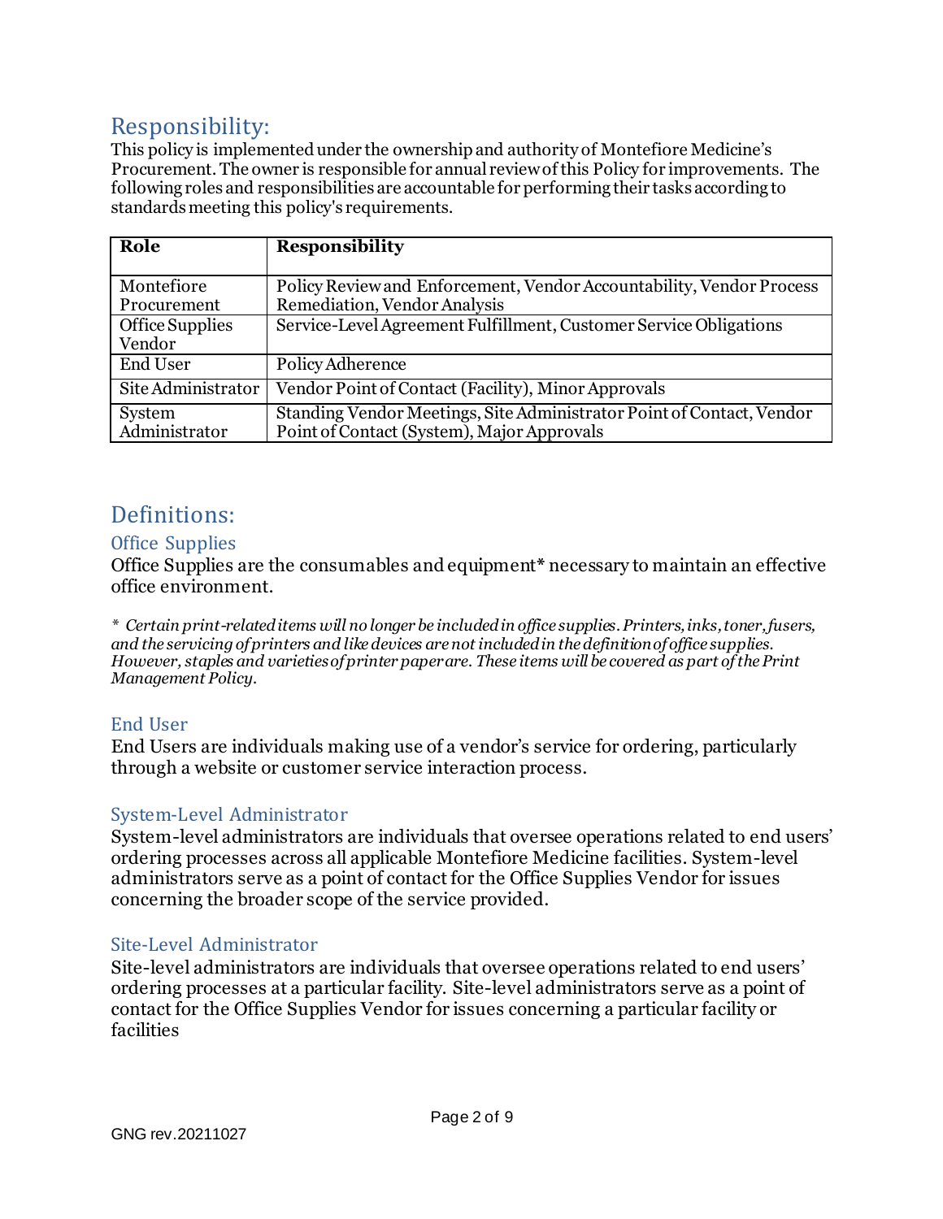## Responsibility:

This policy is implemented under the ownership and authority of Montefiore Medicine's Procurement. The owner is responsible for annual review of this Policy for improvements. The following roles and responsibilities are accountable for performing their tasks according to standards meeting this policy's requirements.

| **Role** | **Responsibility** |
|---|---|
| Montefiore Procurement | Policy Review and Enforcement, Vendor Accountability, Vendor Process Remediation, Vendor Analysis |
| Office Supplies Vendor | Service-Level Agreement Fulfillment, Customer Service Obligations |
| End User | Policy Adherence |
| Site Administrator | Vendor Point of Contact (Facility), Minor Approvals |
| System Administrator | Standing Vendor Meetings, Site Administrator Point of Contact, Vendor Point of Contact (System), Major Approvals |

## Definitions:

### Office Supplies

Office Supplies are the consumables and equipment* necessary to maintain an effective office environment.

*\* Certain print-related items will no longer be included in office supplies. Printers, inks, toner, fusers, and the servicing of printers and like devices are not included in the definition of office supplies. However, staples and varieties of printer paper are. These items will be covered as part of the Print Management Policy.*

### End User

End Users are individuals making use of a vendor's service for ordering, particularly through a website or customer service interaction process.

### System-Level Administrator

System-level administrators are individuals that oversee operations related to end users' ordering processes across all applicable Montefiore Medicine facilities. System-level administrators serve as a point of contact for the Office Supplies Vendor for issues concerning the broader scope of the service provided.

### Site-Level Administrator

Site-level administrators are individuals that oversee operations related to end users' ordering processes at a particular facility. Site-level administrators serve as a point of contact for the Office Supplies Vendor for issues concerning a particular facility or facilities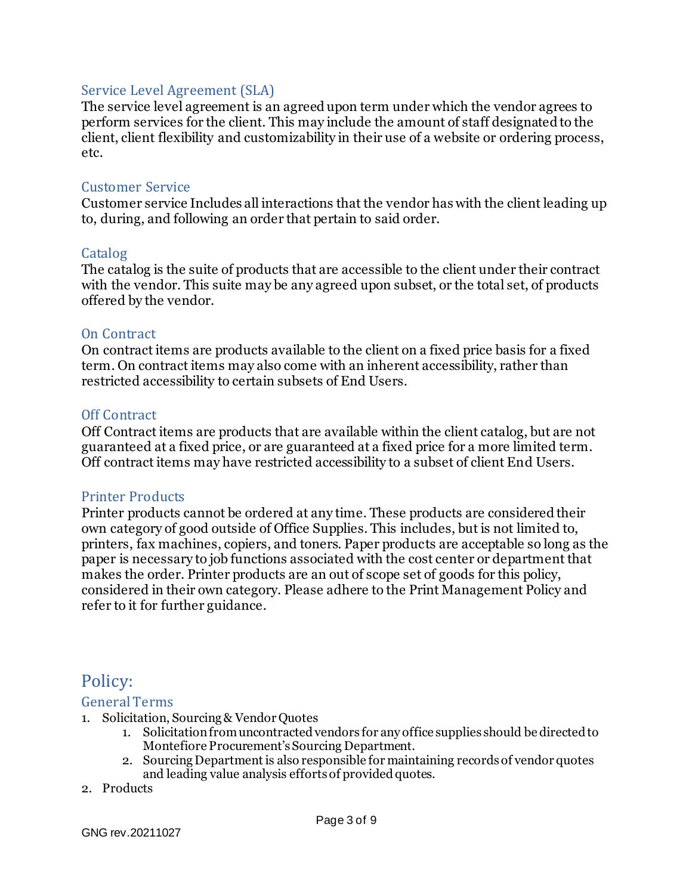### Service Level Agreement (SLA)

The service level agreement is an agreed upon term under which the vendor agrees to perform services for the client. This may include the amount of staff designated to the client, client flexibility and customizability in their use of a website or ordering process, etc.

### Customer Service

Customer service Includes all interactions that the vendor has with the client leading up to, during, and following an order that pertain to said order.

### Catalog

The catalog is the suite of products that are accessible to the client under their contract with the vendor. This suite may be any agreed upon subset, or the total set, of products offered by the vendor.

### On Contract

On contract items are products available to the client on a fixed price basis for a fixed term. On contract items may also come with an inherent accessibility, rather than restricted accessibility to certain subsets of End Users.

### Off Contract

Off Contract items are products that are available within the client catalog, but are not guaranteed at a fixed price, or are guaranteed at a fixed price for a more limited term. Off contract items may have restricted accessibility to a subset of client End Users.

### Printer Products

Printer products cannot be ordered at any time. These products are considered their own category of good outside of Office Supplies. This includes, but is not limited to, printers, fax machines, copiers, and toners. Paper products are acceptable so long as the paper is necessary to job functions associated with the cost center or department that makes the order. Printer products are an out of scope set of goods for this policy, considered in their own category. Please adhere to the Print Management Policy and refer to it for further guidance.

## Policy:

### General Terms

1. Solicitation, Sourcing & Vendor Quotes
    1. Solicitation from uncontracted vendors for any office supplies should be directed to Montefiore Procurement's Sourcing Department.
    2. Sourcing Department is also responsible for maintaining records of vendor quotes and leading value analysis efforts of provided quotes.
2. Products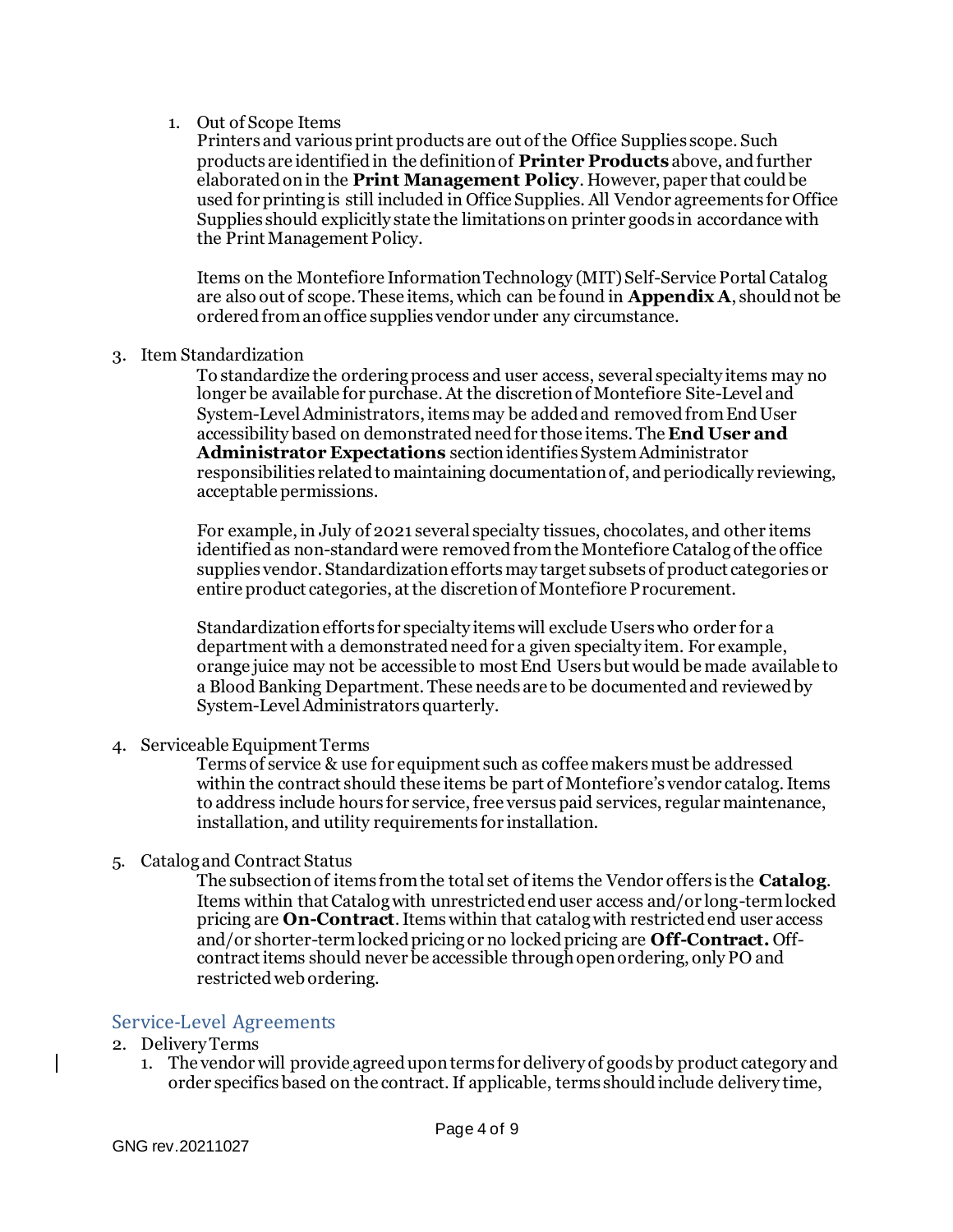1. Out of Scope Items

   Printers and various print products are out of the Office Supplies scope. Such products are identified in the definition of **Printer Products** above, and further elaborated on in the **Print Management Policy**. However, paper that could be used for printing is still included in Office Supplies. All Vendor agreements for Office Supplies should explicitly state the limitations on printer goods in accordance with the Print Management Policy.

   Items on the Montefiore Information Technology (MIT) Self-Service Portal Catalog are also out of scope. These items, which can be found in **Appendix A**, should not be ordered from an office supplies vendor under any circumstance.

3. Item Standardization

   To standardize the ordering process and user access, several specialty items may no longer be available for purchase. At the discretion of Montefiore Site-Level and System-Level Administrators, items may be added and removed from End User accessibility based on demonstrated need for those items. The **End User and Administrator Expectations** section identifies System Administrator responsibilities related to maintaining documentation of, and periodically reviewing, acceptable permissions.

   For example, in July of 2021 several specialty tissues, chocolates, and other items identified as non-standard were removed from the Montefiore Catalog of the office supplies vendor. Standardization efforts may target subsets of product categories or entire product categories, at the discretion of Montefiore Procurement.

   Standardization efforts for specialty items will exclude Users who order for a department with a demonstrated need for a given specialty item. For example, orange juice may not be accessible to most End Users but would be made available to a Blood Banking Department. These needs are to be documented and reviewed by System-Level Administrators quarterly.

4. Serviceable Equipment Terms

   Terms of service & use for equipment such as coffee makers must be addressed within the contract should these items be part of Montefiore's vendor catalog. Items to address include hours for service, free versus paid services, regular maintenance, installation, and utility requirements for installation.

5. Catalog and Contract Status

   The subsection of items from the total set of items the Vendor offers is the **Catalog**. Items within that Catalog with unrestricted end user access and/or long-term locked pricing are **On-Contract**. Items within that catalog with restricted end user access and/or shorter-term locked pricing or no locked pricing are **Off-Contract.** Off-contract items should never be accessible through open ordering, only PO and restricted web ordering.

## Service-Level Agreements

2. Delivery Terms
   1. The vendor will provide agreed upon terms for delivery of goods by product category and order specifics based on the contract. If applicable, terms should include delivery time,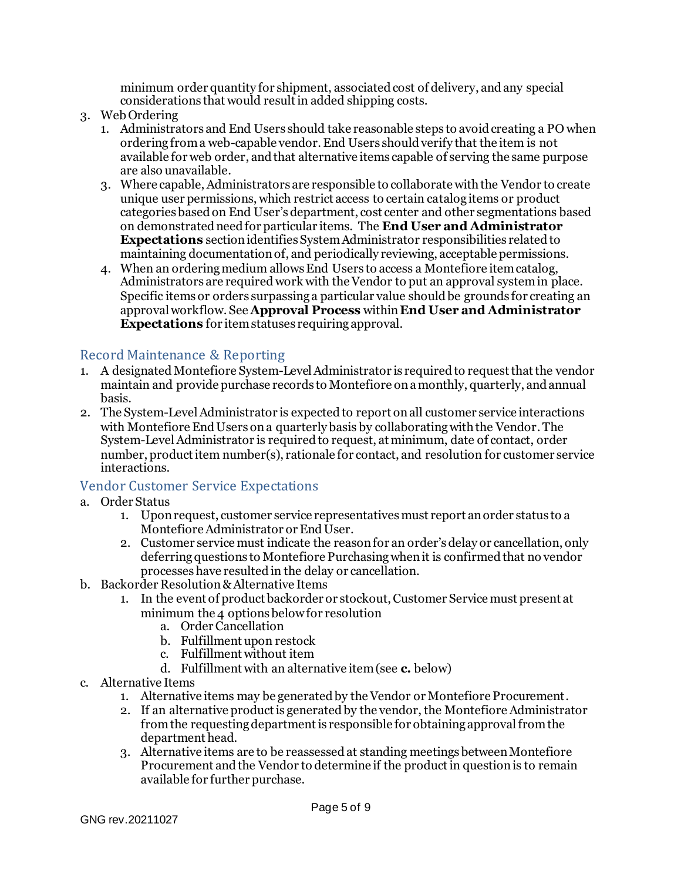minimum order quantity for shipment, associated cost of delivery, and any special considerations that would result in added shipping costs.

3. Web Ordering
   1. Administrators and End Users should take reasonable steps to avoid creating a PO when ordering from a web-capable vendor. End Users should verify that the item is not available for web order, and that alternative items capable of serving the same purpose are also unavailable.
   3. Where capable, Administrators are responsible to collaborate with the Vendor to create unique user permissions, which restrict access to certain catalog items or product categories based on End User's department, cost center and other segmentations based on demonstrated need for particular items. The **End User and Administrator Expectations** section identifies System Administrator responsibilities related to maintaining documentation of, and periodically reviewing, acceptable permissions.
   4. When an ordering medium allows End Users to access a Montefiore item catalog, Administrators are required work with the Vendor to put an approval system in place. Specific items or orders surpassing a particular value should be grounds for creating an approval workflow. See **Approval Process** within **End User and Administrator Expectations** for item statuses requiring approval.

## Record Maintenance & Reporting

1. A designated Montefiore System-Level Administrator is required to request that the vendor maintain and provide purchase records to Montefiore on a monthly, quarterly, and annual basis.
2. The System-Level Administrator is expected to report on all customer service interactions with Montefiore End Users on a quarterly basis by collaborating with the Vendor. The System-Level Administrator is required to request, at minimum, date of contact, order number, product item number(s), rationale for contact, and resolution for customer service interactions.

## Vendor Customer Service Expectations

a. Order Status
   1. Upon request, customer service representatives must report an order status to a Montefiore Administrator or End User.
   2. Customer service must indicate the reason for an order's delay or cancellation, only deferring questions to Montefiore Purchasing when it is confirmed that no vendor processes have resulted in the delay or cancellation.

b. Backorder Resolution & Alternative Items
   1. In the event of product backorder or stockout, Customer Service must present at minimum the 4 options below for resolution
      a. Order Cancellation
      b. Fulfillment upon restock
      c. Fulfillment without item
      d. Fulfillment with an alternative item (see **c.** below)

c. Alternative Items
   1. Alternative items may be generated by the Vendor or Montefiore Procurement.
   2. If an alternative product is generated by the vendor, the Montefiore Administrator from the requesting department is responsible for obtaining approval from the department head.
   3. Alternative items are to be reassessed at standing meetings between Montefiore Procurement and the Vendor to determine if the product in question is to remain available for further purchase.

GNG rev.20211027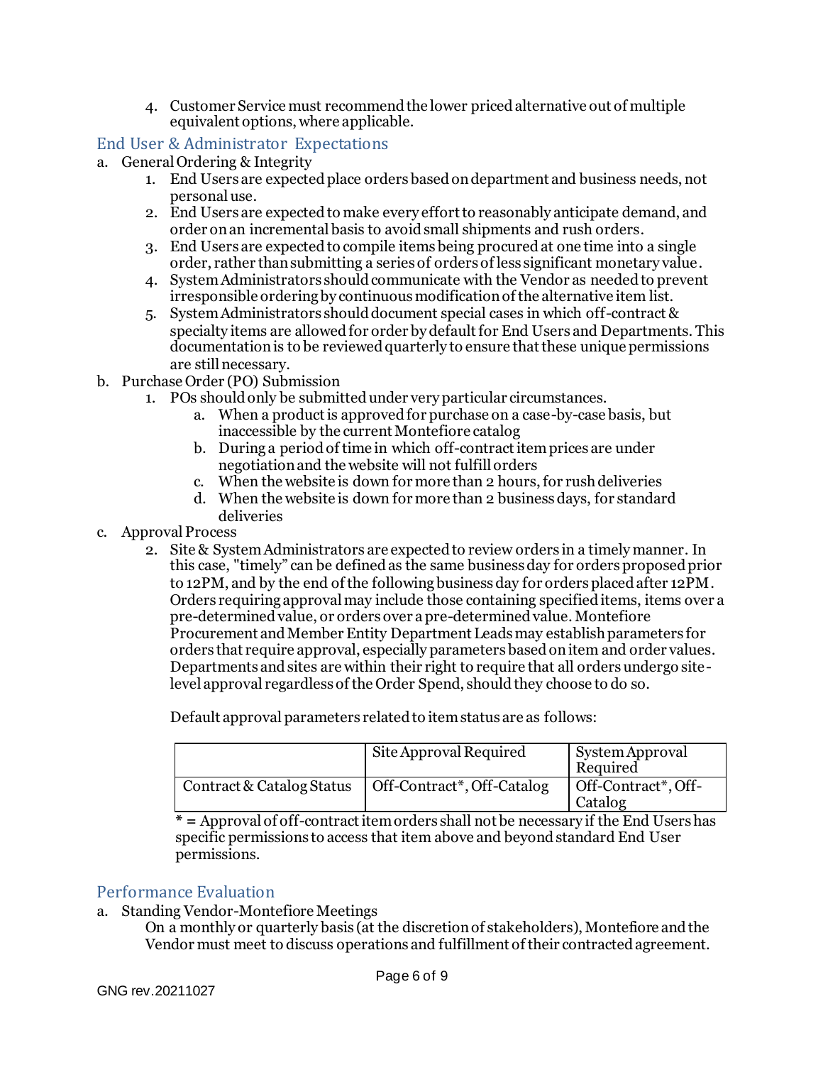4. Customer Service must recommend the lower priced alternative out of multiple equivalent options, where applicable.

## End User & Administrator Expectations

a. General Ordering & Integrity

1. End Users are expected place orders based on department and business needs, not personal use.
2. End Users are expected to make every effort to reasonably anticipate demand, and order on an incremental basis to avoid small shipments and rush orders.
3. End Users are expected to compile items being procured at one time into a single order, rather than submitting a series of orders of less significant monetary value.
4. System Administrators should communicate with the Vendor as needed to prevent irresponsible ordering by continuous modification of the alternative item list.
5. System Administrators should document special cases in which off-contract & specialty items are allowed for order by default for End Users and Departments. This documentation is to be reviewed quarterly to ensure that these unique permissions are still necessary.

b. Purchase Order (PO) Submission

1. POs should only be submitted under very particular circumstances.
   a. When a product is approved for purchase on a case-by-case basis, but inaccessible by the current Montefiore catalog
   b. During a period of time in which off-contract item prices are under negotiation and the website will not fulfill orders
   c. When the website is down for more than 2 hours, for rush deliveries
   d. When the website is down for more than 2 business days, for standard deliveries

c. Approval Process

2. Site & System Administrators are expected to review orders in a timely manner. In this case, "timely" can be defined as the same business day for orders proposed prior to 12PM, and by the end of the following business day for orders placed after 12PM. Orders requiring approval may include those containing specified items, items over a pre-determined value, or orders over a pre-determined value. Montefiore Procurement and Member Entity Department Leads may establish parameters for orders that require approval, especially parameters based on item and order values. Departments and sites are within their right to require that all orders undergo site-level approval regardless of the Order Spend, should they choose to do so.

   Default approval parameters related to item status are as follows:

| | Site Approval Required | System Approval Required |
|---|---|---|
| Contract & Catalog Status | Off-Contract*, Off-Catalog | Off-Contract*, Off-Catalog |

   * = Approval of off-contract item orders shall not be necessary if the End Users has specific permissions to access that item above and beyond standard End User permissions.

## Performance Evaluation

a. Standing Vendor-Montefiore Meetings

On a monthly or quarterly basis (at the discretion of stakeholders), Montefiore and the Vendor must meet to discuss operations and fulfillment of their contracted agreement.

GNG rev.20211027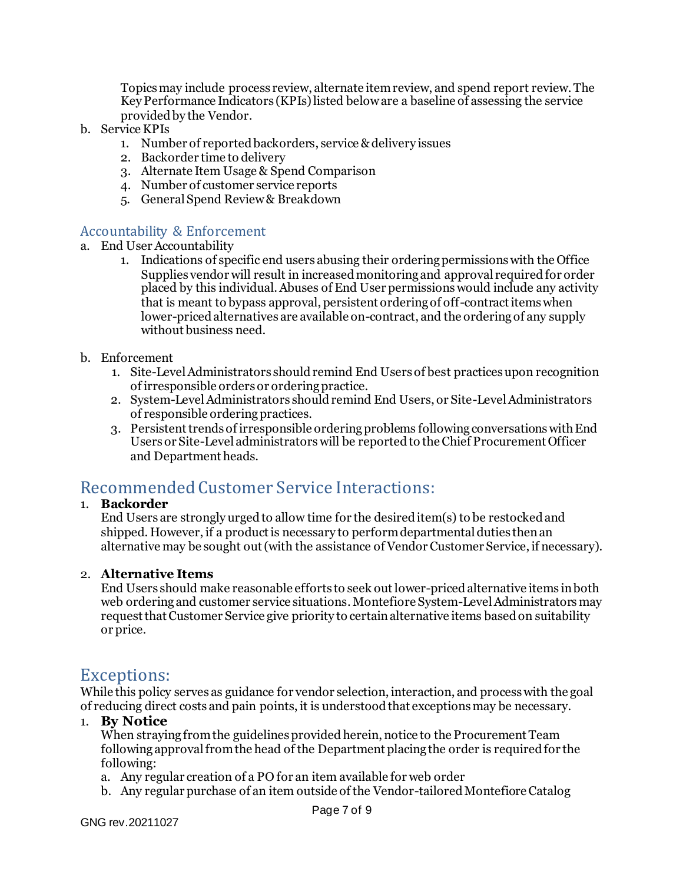Topics may include process review, alternate item review, and spend report review. The Key Performance Indicators (KPIs) listed below are a baseline of assessing the service provided by the Vendor.

b. Service KPIs
   1. Number of reported backorders, service & delivery issues
   2. Backorder time to delivery
   3. Alternate Item Usage & Spend Comparison
   4. Number of customer service reports
   5. General Spend Review & Breakdown

### Accountability & Enforcement

a. End User Accountability
   1. Indications of specific end users abusing their ordering permissions with the Office Supplies vendor will result in increased monitoring and approval required for order placed by this individual. Abuses of End User permissions would include any activity that is meant to bypass approval, persistent ordering of off-contract items when lower-priced alternatives are available on-contract, and the ordering of any supply without business need.

b. Enforcement
   1. Site-Level Administrators should remind End Users of best practices upon recognition of irresponsible orders or ordering practice.
   2. System-Level Administrators should remind End Users, or Site-Level Administrators of responsible ordering practices.
   3. Persistent trends of irresponsible ordering problems following conversations with End Users or Site-Level administrators will be reported to the Chief Procurement Officer and Department heads.

## Recommended Customer Service Interactions:

1. **Backorder**
   End Users are strongly urged to allow time for the desired item(s) to be restocked and shipped. However, if a product is necessary to perform departmental duties then an alternative may be sought out (with the assistance of Vendor Customer Service, if necessary).

2. **Alternative Items**
   End Users should make reasonable efforts to seek out lower-priced alternative items in both web ordering and customer service situations. Montefiore System-Level Administrators may request that Customer Service give priority to certain alternative items based on suitability or price.

## Exceptions:

While this policy serves as guidance for vendor selection, interaction, and process with the goal of reducing direct costs and pain points, it is understood that exceptions may be necessary.

1. **By Notice**
   When straying from the guidelines provided herein, notice to the Procurement Team following approval from the head of the Department placing the order is required for the following:
   a. Any regular creation of a PO for an item available for web order
   b. Any regular purchase of an item outside of the Vendor-tailored Montefiore Catalog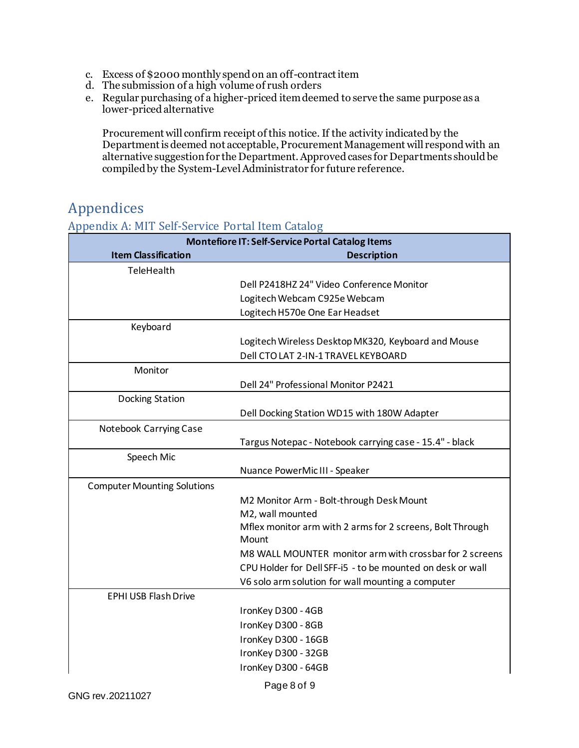c. Excess of $2000 monthly spend on an off-contract item
d. The submission of a high volume of rush orders
e. Regular purchasing of a higher-priced item deemed to serve the same purpose as a lower-priced alternative

Procurement will confirm receipt of this notice. If the activity indicated by the Department is deemed not acceptable, Procurement Management will respond with an alternative suggestion for the Department. Approved cases for Departments should be compiled by the System-Level Administrator for future reference.

# Appendices

## Appendix A: MIT Self-Service Portal Item Catalog

| **Montefiore IT: Self-Service Portal Catalog Items** | |
|---|---|
| **Item Classification** | **Description** |
| TeleHealth | |
| | Dell P2418HZ 24" Video Conference Monitor |
| | Logitech Webcam C925e Webcam |
| | Logitech H570e One Ear Headset |
| Keyboard | |
| | Logitech Wireless Desktop MK320, Keyboard and Mouse |
| | Dell CTO LAT 2-IN-1 TRAVEL KEYBOARD |
| Monitor | |
| | Dell 24" Professional Monitor P2421 |
| Docking Station | |
| | Dell Docking Station WD15 with 180W Adapter |
| Notebook Carrying Case | |
| | Targus Notepac - Notebook carrying case - 15.4" - black |
| Speech Mic | |
| | Nuance PowerMic III - Speaker |
| Computer Mounting Solutions | |
| | M2 Monitor Arm - Bolt-through Desk Mount |
| | M2, wall mounted |
| | Mflex monitor arm with 2 arms for 2 screens, Bolt Through Mount |
| | M8 WALL MOUNTER monitor arm with crossbar for 2 screens |
| | CPU Holder for Dell SFF-i5 - to be mounted on desk or wall |
| | V6 solo arm solution for wall mounting a computer |
| EPHI USB Flash Drive | |
| | IronKey D300 - 4GB |
| | IronKey D300 - 8GB |
| | IronKey D300 - 16GB |
| | IronKey D300 - 32GB |
| | IronKey D300 - 64GB |

GNG rev.20211027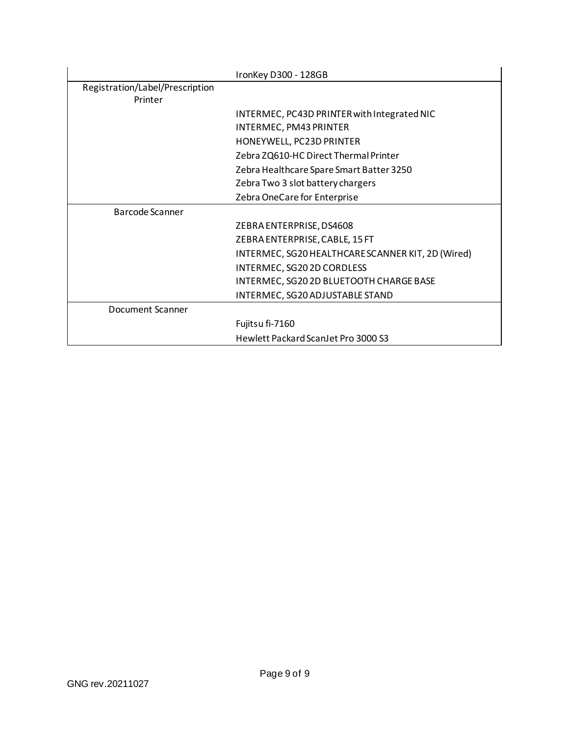| | |
|---|---|
| | IronKey D300 - 128GB |
| Registration/Label/Prescription Printer | |
| | INTERMEC, PC43D PRINTER with Integrated NIC |
| | INTERMEC, PM43 PRINTER |
| | HONEYWELL, PC23D PRINTER |
| | Zebra ZQ610-HC Direct Thermal Printer |
| | Zebra Healthcare Spare Smart Batter 3250 |
| | Zebra Two 3 slot battery chargers |
| | Zebra OneCare for Enterprise |
| Barcode Scanner | |
| | ZEBRA ENTERPRISE, DS4608 |
| | ZEBRA ENTERPRISE, CABLE, 15 FT |
| | INTERMEC, SG20 HEALTHCARE SCANNER KIT, 2D (Wired) |
| | INTERMEC, SG20 2D CORDLESS |
| | INTERMEC, SG20 2D BLUETOOTH CHARGE BASE |
| | INTERMEC, SG20 ADJUSTABLE STAND |
| Document Scanner | |
| | Fujitsu fi-7160 |
| | Hewlett Packard ScanJet Pro 3000 S3 |

GNG rev.20211027